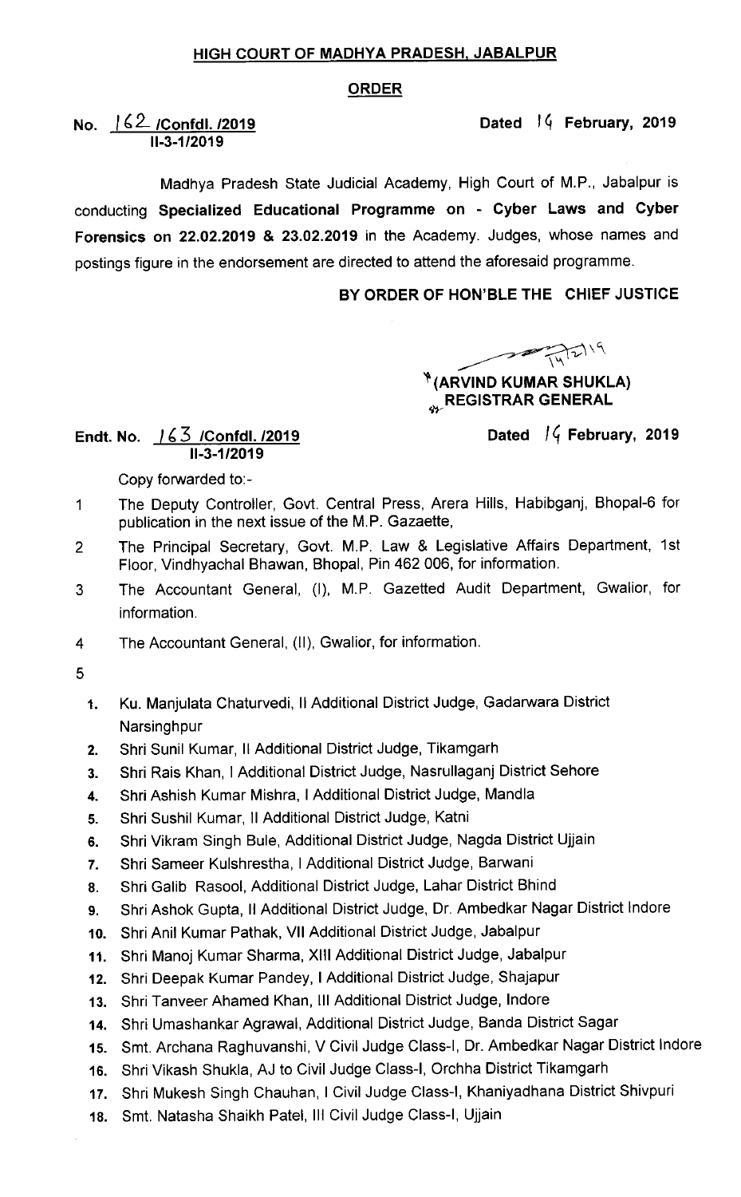# HIGH COURT OF MADHYA PRADESH, JABALPUR

## ORDER

**No. 162 /Confdl. /2019** **Dated 14 February, 2019**
**II-3-1/2019**

Madhya Pradesh State Judicial Academy, High Court of M.P., Jabalpur is conducting **Specialized Educational Programme on - Cyber Laws and Cyber Forensics on 22.02.2019 & 23.02.2019** in the Academy. Judges, whose names and postings figure in the endorsement are directed to attend the aforesaid programme.

**BY ORDER OF HON'BLE THE CHIEF JUSTICE**

14/2/19

**(ARVIND KUMAR SHUKLA)**
**REGISTRAR GENERAL**

**Endt. No. 163 /Confdl. /2019** **Dated 14 February, 2019**
**II-3-1/2019**

Copy forwarded to:-

1. The Deputy Controller, Govt. Central Press, Arera Hills, Habibganj, Bhopal-6 for publication in the next issue of the M.P. Gazaette,
2. The Principal Secretary, Govt. M.P. Law & Legislative Affairs Department, 1st Floor, Vindhyachal Bhawan, Bhopal, Pin 462 006, for information.
3. The Accountant General, (I), M.P. Gazetted Audit Department, Gwalior, for information.
4. The Accountant General, (II), Gwalior, for information.
5. 
   1. Ku. Manjulata Chaturvedi, II Additional District Judge, Gadarwara District Narsinghpur
   2. Shri Sunil Kumar, II Additional District Judge, Tikamgarh
   3. Shri Rais Khan, I Additional District Judge, Nasrullaganj District Sehore
   4. Shri Ashish Kumar Mishra, I Additional District Judge, Mandla
   5. Shri Sushil Kumar, II Additional District Judge, Katni
   6. Shri Vikram Singh Bule, Additional District Judge, Nagda District Ujjain
   7. Shri Sameer Kulshrestha, I Additional District Judge, Barwani
   8. Shri Galib Rasool, Additional District Judge, Lahar District Bhind
   9. Shri Ashok Gupta, II Additional District Judge, Dr. Ambedkar Nagar District Indore
   10. Shri Anil Kumar Pathak, VII Additional District Judge, Jabalpur
   11. Shri Manoj Kumar Sharma, XIII Additional District Judge, Jabalpur
   12. Shri Deepak Kumar Pandey, I Additional District Judge, Shajapur
   13. Shri Tanveer Ahamed Khan, III Additional District Judge, Indore
   14. Shri Umashankar Agrawal, Additional District Judge, Banda District Sagar
   15. Smt. Archana Raghuvanshi, V Civil Judge Class-I, Dr. Ambedkar Nagar District Indore
   16. Shri Vikash Shukla, AJ to Civil Judge Class-I, Orchha District Tikamgarh
   17. Shri Mukesh Singh Chauhan, I Civil Judge Class-I, Khaniyadhana District Shivpuri
   18. Smt. Natasha Shaikh Patel, III Civil Judge Class-I, Ujjain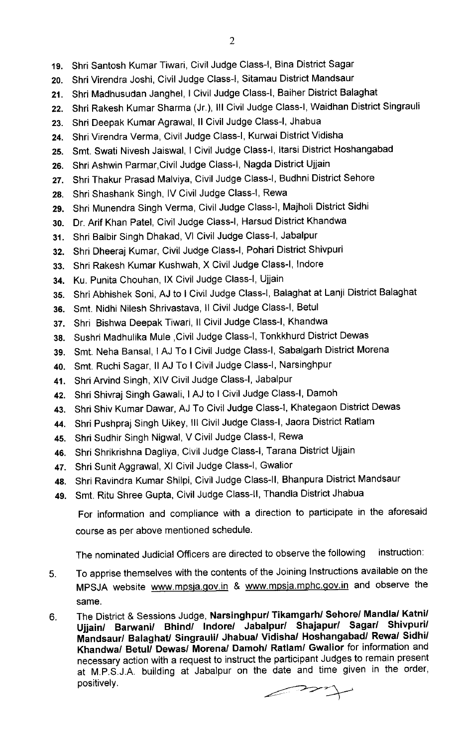19. Shri Santosh Kumar Tiwari, Civil Judge Class-I, Bina District Sagar
20. Shri Virendra Joshi, Civil Judge Class-I, Sitamau District Mandsaur
21. Shri Madhusudan Janghel, I Civil Judge Class-I, Baiher District Balaghat
22. Shri Rakesh Kumar Sharma (Jr.), III Civil Judge Class-I, Waidhan District Singrauli
23. Shri Deepak Kumar Agrawal, II Civil Judge Class-I, Jhabua
24. Shri Virendra Verma, Civil Judge Class-I, Kurwai District Vidisha
25. Smt. Swati Nivesh Jaiswal, I Civil Judge Class-I, Itarsi District Hoshangabad
26. Shri Ashwin Parmar,Civil Judge Class-I, Nagda District Ujjain
27. Shri Thakur Prasad Malviya, Civil Judge Class-I, Budhni District Sehore
28. Shri Shashank Singh, IV Civil Judge Class-I, Rewa
29. Shri Munendra Singh Verma, Civil Judge Class-I, Majholi District Sidhi
30. Dr. Arif Khan Patel, Civil Judge Class-I, Harsud District Khandwa
31. Shri Balbir Singh Dhakad, VI Civil Judge Class-I, Jabalpur
32. Shri Dheeraj Kumar, Civil Judge Class-I, Pohari District Shivpuri
33. Shri Rakesh Kumar Kushwah, X Civil Judge Class-I, Indore
34. Ku. Punita Chouhan, IX Civil Judge Class-I, Ujjain
35. Shri Abhishek Soni, AJ to I Civil Judge Class-I, Balaghat at Lanji District Balaghat
36. Smt. Nidhi Nilesh Shrivastava, II Civil Judge Class-I, Betul
37. Shri Bishwa Deepak Tiwari, II Civil Judge Class-I, Khandwa
38. Sushri Madhulika Mule ,Civil Judge Class-I, Tonkkhurd District Dewas
39. Smt. Neha Bansal, I AJ To I Civil Judge Class-I, Sabalgarh District Morena
40. Smt. Ruchi Sagar, II AJ To I Civil Judge Class-I, Narsinghpur
41. Shri Arvind Singh, XIV Civil Judge Class-I, Jabalpur
42. Shri Shivraj Singh Gawali, I AJ to I Civil Judge Class-I, Damoh
43. Shri Shiv Kumar Dawar, AJ To Civil Judge Class-I, Khategaon District Dewas
44. Shri Pushpraj Singh Uikey, III Civil Judge Class-I, Jaora District Ratlam
45. Shri Sudhir Singh Nigwal, V Civil Judge Class-I, Rewa
46. Shri Shrikrishna Dagliya, Civil Judge Class-I, Tarana District Ujjain
47. Shri Sunit Aggrawal, XI Civil Judge Class-I, Gwalior
48. Shri Ravindra Kumar Shilpi, Civil Judge Class-II, Bhanpura District Mandsaur
49. Smt. Ritu Shree Gupta, Civil Judge Class-II, Thandla District Jhabua

For information and compliance with a direction to participate in the aforesaid course as per above mentioned schedule.

The nominated Judicial Officers are directed to observe the following instruction:

5. To apprise themselves with the contents of the Joining Instructions available on the MPSJA website www.mpsja.gov.in & www.mpsja.mphc.gov.in and observe the same.
6. The District & Sessions Judge, **Narsinghpur/ Tikamgarh/ Sehore/ Mandla/ Katni/ Ujjain/ Barwani/ Bhind/ Indore/ Jabalpur/ Shajapur/ Sagar/ Shivpuri/ Mandsaur/ Balaghat/ Singrauli/ Jhabua/ Vidisha/ Hoshangabad/ Rewa/ Sidhi/ Khandwa/ Betul/ Dewas/ Morena/ Damoh/ Ratlam/ Gwalior** for information and necessary action with a request to instruct the participant Judges to remain present at M.P.S.J.A. building at Jabalpur on the date and time given in the order, positively.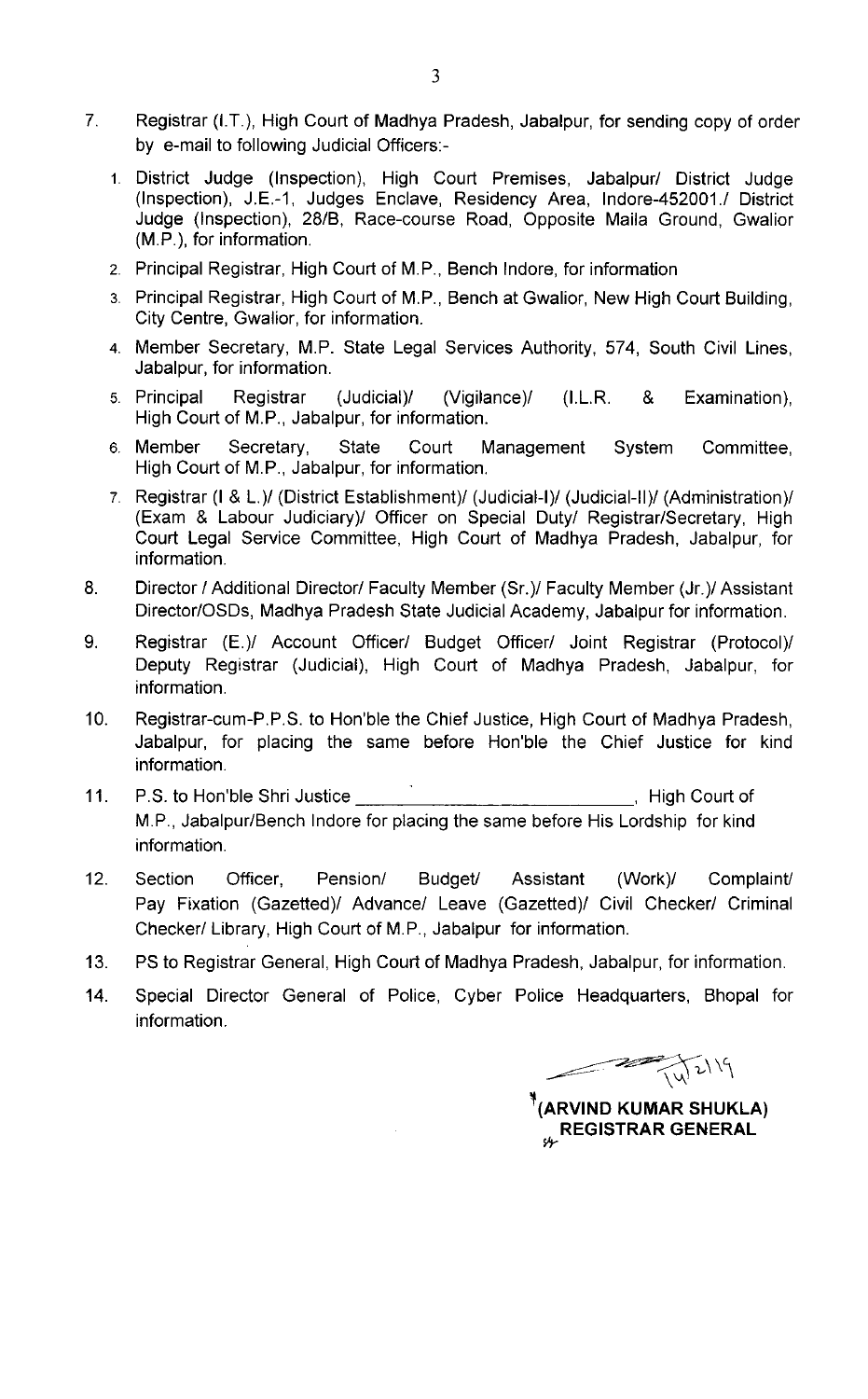7. Registrar (I.T.), High Court of Madhya Pradesh, Jabalpur, for sending copy of order by e-mail to following Judicial Officers:-

   1. District Judge (Inspection), High Court Premises, Jabalpur/ District Judge (Inspection), J.E.-1, Judges Enclave, Residency Area, Indore-452001./ District Judge (Inspection), 28/B, Race-course Road, Opposite Maila Ground, Gwalior (M.P.), for information.
   2. Principal Registrar, High Court of M.P., Bench Indore, for information
   3. Principal Registrar, High Court of M.P., Bench at Gwalior, New High Court Building, City Centre, Gwalior, for information.
   4. Member Secretary, M.P. State Legal Services Authority, 574, South Civil Lines, Jabalpur, for information.
   5. Principal Registrar (Judicial)/ (Vigilance)/ (I.L.R. & Examination), High Court of M.P., Jabalpur, for information.
   6. Member Secretary, State Court Management System Committee, High Court of M.P., Jabalpur, for information.
   7. Registrar (I & L.)/ (District Establishment)/ (Judicial-I)/ (Judicial-II)/ (Administration)/ (Exam & Labour Judiciary)/ Officer on Special Duty/ Registrar/Secretary, High Court Legal Service Committee, High Court of Madhya Pradesh, Jabalpur, for information.

8. Director / Additional Director/ Faculty Member (Sr.)/ Faculty Member (Jr.)/ Assistant Director/OSDs, Madhya Pradesh State Judicial Academy, Jabalpur for information.

9. Registrar (E.)/ Account Officer/ Budget Officer/ Joint Registrar (Protocol)/ Deputy Registrar (Judicial), High Court of Madhya Pradesh, Jabalpur, for information.

10. Registrar-cum-P.P.S. to Hon'ble the Chief Justice, High Court of Madhya Pradesh, Jabalpur, for placing the same before Hon'ble the Chief Justice for kind information.

11. P.S. to Hon'ble Shri Justice ______________________________, High Court of M.P., Jabalpur/Bench Indore for placing the same before His Lordship for kind information.

12. Section Officer, Pension/ Budget/ Assistant (Work)/ Complaint/ Pay Fixation (Gazetted)/ Advance/ Leave (Gazetted)/ Civil Checker/ Criminal Checker/ Library, High Court of M.P., Jabalpur for information.

13. PS to Registrar General, High Court of Madhya Pradesh, Jabalpur, for information.

14. Special Director General of Police, Cyber Police Headquarters, Bhopal for information.

14/2/19

**(ARVIND KUMAR SHUKLA)**
**REGISTRAR GENERAL**